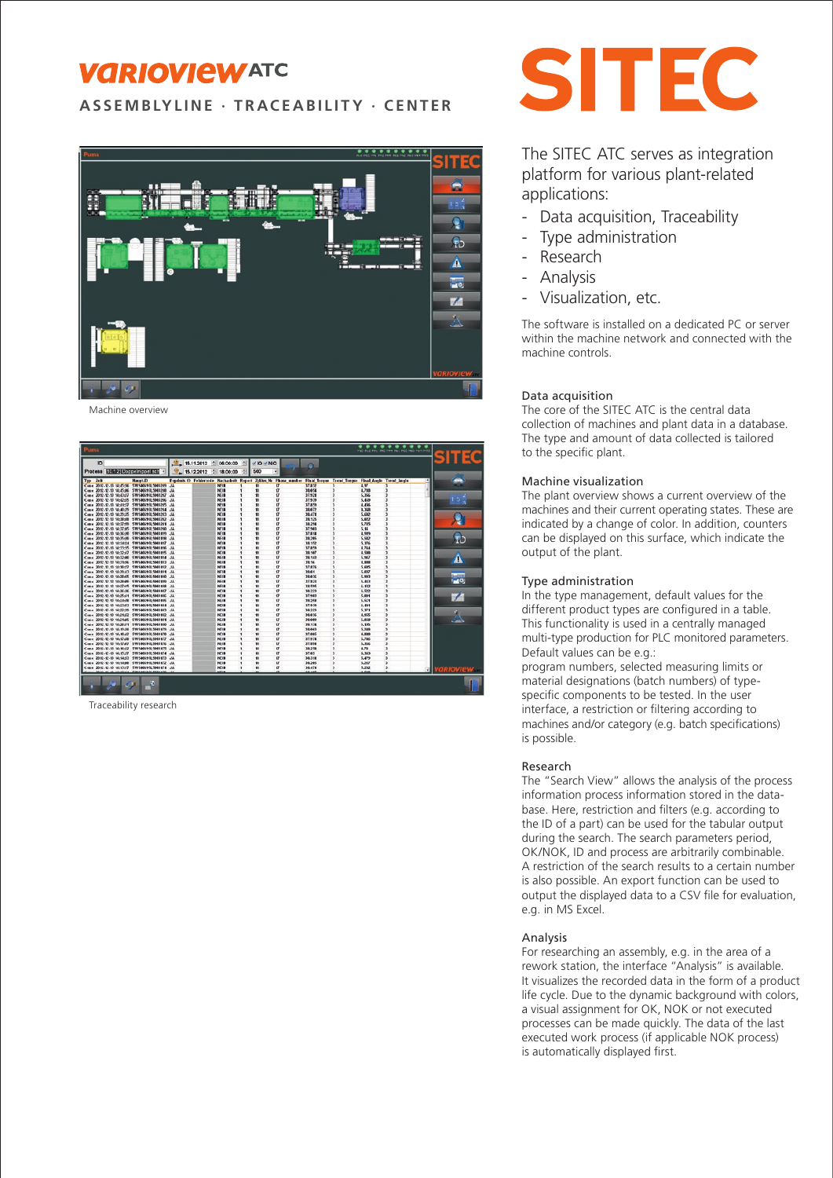# VARIOVIEW ATC

## ASSEMBLYLINE · TRACEABILITY · CENTER

# SITEC

Machine overview

Traceability research

The SITEC ATC serves as integration platform for various plant-related applications:

- Data acquisition, Traceability
- Type administration
- Research
- Analysis
- Visualization, etc.

The software is installed on a dedicated PC or server within the machine network and connected with the machine controls.

### Data acquisition

The core of the SITEC ATC is the central data collection of machines and plant data in a database. The type and amount of data collected is tailored to the specific plant.

### Machine visualization

The plant overview shows a current overview of the machines and their current operating states. These are indicated by a change of color. In addition, counters can be displayed on this surface, which indicate the output of the plant.

### Type administration

In the type management, default values for the different product types are configured in a table. This functionality is used in a centrally managed multi-type production for PLC monitored parameters. Default values can be e.g.:
program numbers, selected measuring limits or material designations (batch numbers) of type-specific components to be tested. In the user interface, a restriction or filtering according to machines and/or category (e.g. batch specifications) is possible.

### Research

The "Search View" allows the analysis of the process information process information stored in the database. Here, restriction and filters (e.g. according to the ID of a part) can be used for the tabular output during the search. The search parameters period, OK/NOK, ID and process are arbitrarily combinable. A restriction of the search results to a certain number is also possible. An export function can be used to output the displayed data to a CSV file for evaluation, e.g. in MS Excel.

### Analysis

For researching an assembly, e.g. in the area of a rework station, the interface "Analysis" is available. It visualizes the recorded data in the form of a product life cycle. Due to the dynamic background with colors, a visual assignment for OK, NOK or not executed processes can be made quickly. The data of the last executed work process (if applicable NOK process) is automatically displayed first.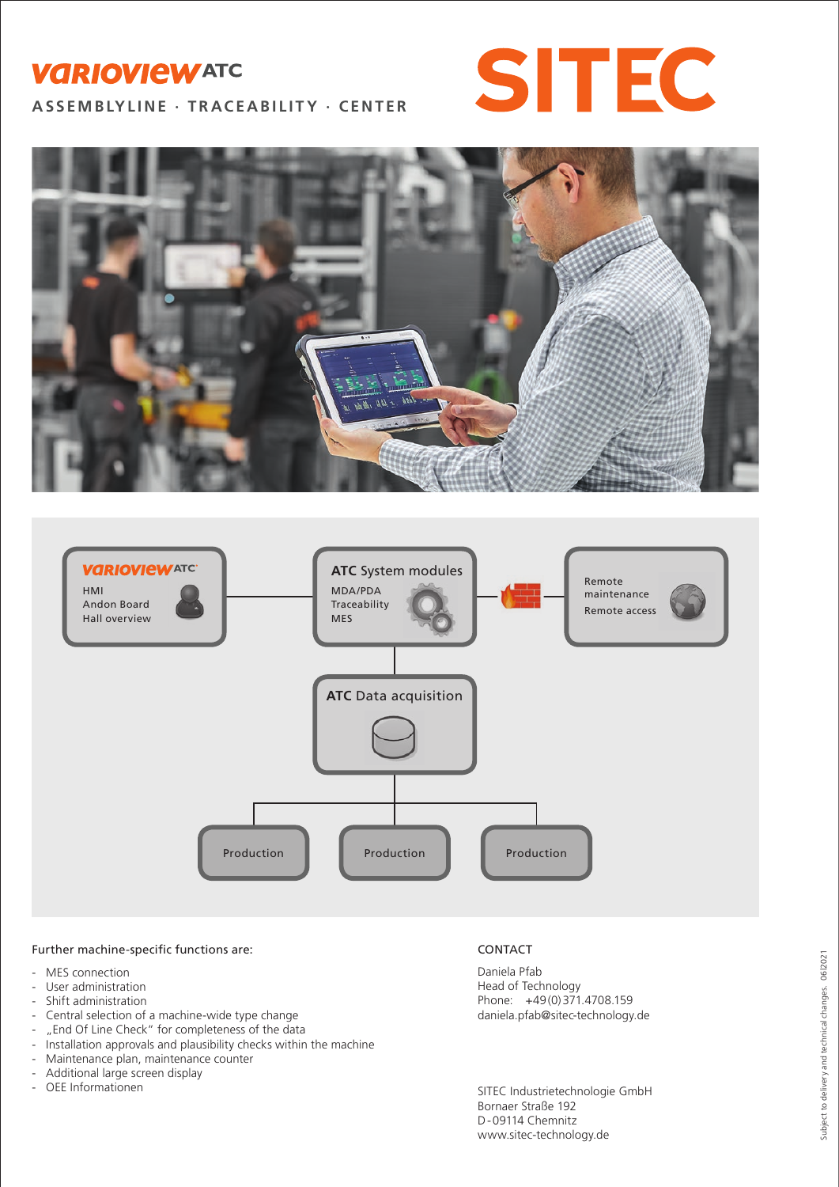# VARIOVIEW ATC

**ASSEMBLYLINE · TRACEABILITY · CENTER**

SITEC

VARIOVIEW ATC
HMI
Andon Board
Hall overview

ATC System modules
MDA/PDA
Traceability
MES

Remote maintenance
Remote access

ATC Data acquisition

Production

Production

Production

Further machine-specific functions are:

- MES connection
- User administration
- Shift administration
- Central selection of a machine-wide type change
- „End Of Line Check" for completeness of the data
- Installation approvals and plausibility checks within the machine
- Maintenance plan, maintenance counter
- Additional large screen display
- OEE Informationen

CONTACT

Daniela Pfab
Head of Technology
Phone: +49(0)371.4708.159
daniela.pfab@sitec-technology.de

SITEC Industrietechnologie GmbH
Bornaer Straße 192
D-09114 Chemnitz
www.sitec-technology.de

Subject to delivery and technical changes. 06|2021